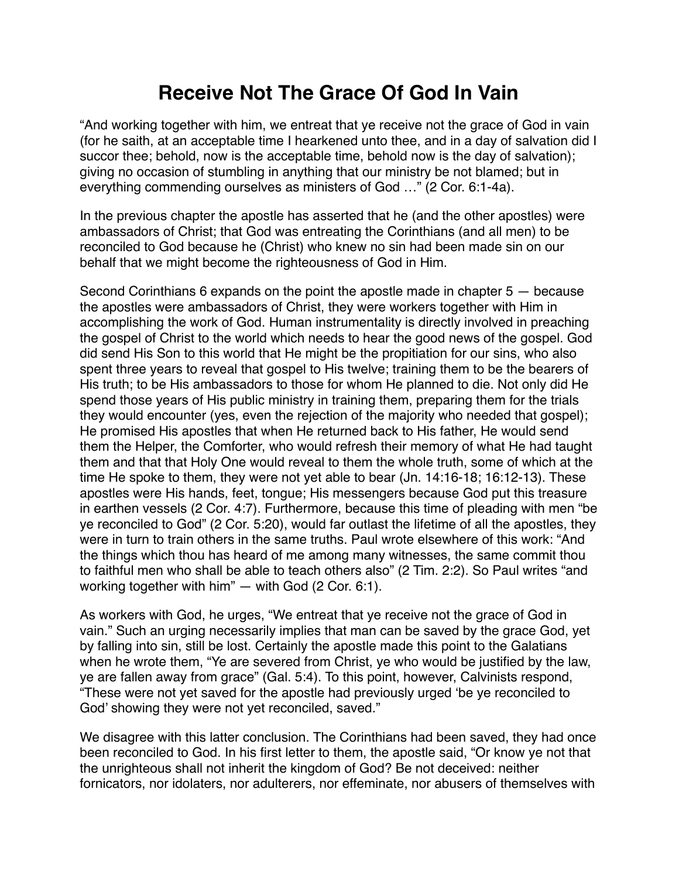# Receive Not The Grace Of God In Vain

"And working together with him, we entreat that ye receive not the grace of God in vain (for he saith, at an acceptable time I hearkened unto thee, and in a day of salvation did I succor thee; behold, now is the acceptable time, behold now is the day of salvation); giving no occasion of stumbling in anything that our ministry be not blamed; but in everything commending ourselves as ministers of God …" (2 Cor. 6:1-4a).

In the previous chapter the apostle has asserted that he (and the other apostles) were ambassadors of Christ; that God was entreating the Corinthians (and all men) to be reconciled to God because he (Christ) who knew no sin had been made sin on our behalf that we might become the righteousness of God in Him.

Second Corinthians 6 expands on the point the apostle made in chapter 5 — because the apostles were ambassadors of Christ, they were workers together with Him in accomplishing the work of God. Human instrumentality is directly involved in preaching the gospel of Christ to the world which needs to hear the good news of the gospel. God did send His Son to this world that He might be the propitiation for our sins, who also spent three years to reveal that gospel to His twelve; training them to be the bearers of His truth; to be His ambassadors to those for whom He planned to die. Not only did He spend those years of His public ministry in training them, preparing them for the trials they would encounter (yes, even the rejection of the majority who needed that gospel); He promised His apostles that when He returned back to His father, He would send them the Helper, the Comforter, who would refresh their memory of what He had taught them and that that Holy One would reveal to them the whole truth, some of which at the time He spoke to them, they were not yet able to bear (Jn. 14:16-18; 16:12-13). These apostles were His hands, feet, tongue; His messengers because God put this treasure in earthen vessels (2 Cor. 4:7). Furthermore, because this time of pleading with men "be ye reconciled to God" (2 Cor. 5:20), would far outlast the lifetime of all the apostles, they were in turn to train others in the same truths. Paul wrote elsewhere of this work: "And the things which thou has heard of me among many witnesses, the same commit thou to faithful men who shall be able to teach others also" (2 Tim. 2:2). So Paul writes "and working together with him" — with God (2 Cor. 6:1).

As workers with God, he urges, "We entreat that ye receive not the grace of God in vain." Such an urging necessarily implies that man can be saved by the grace God, yet by falling into sin, still be lost. Certainly the apostle made this point to the Galatians when he wrote them, "Ye are severed from Christ, ye who would be justified by the law, ye are fallen away from grace" (Gal. 5:4). To this point, however, Calvinists respond, "These were not yet saved for the apostle had previously urged 'be ye reconciled to God' showing they were not yet reconciled, saved."

We disagree with this latter conclusion. The Corinthians had been saved, they had once been reconciled to God. In his first letter to them, the apostle said, "Or know ye not that the unrighteous shall not inherit the kingdom of God? Be not deceived: neither fornicators, nor idolaters, nor adulterers, nor effeminate, nor abusers of themselves with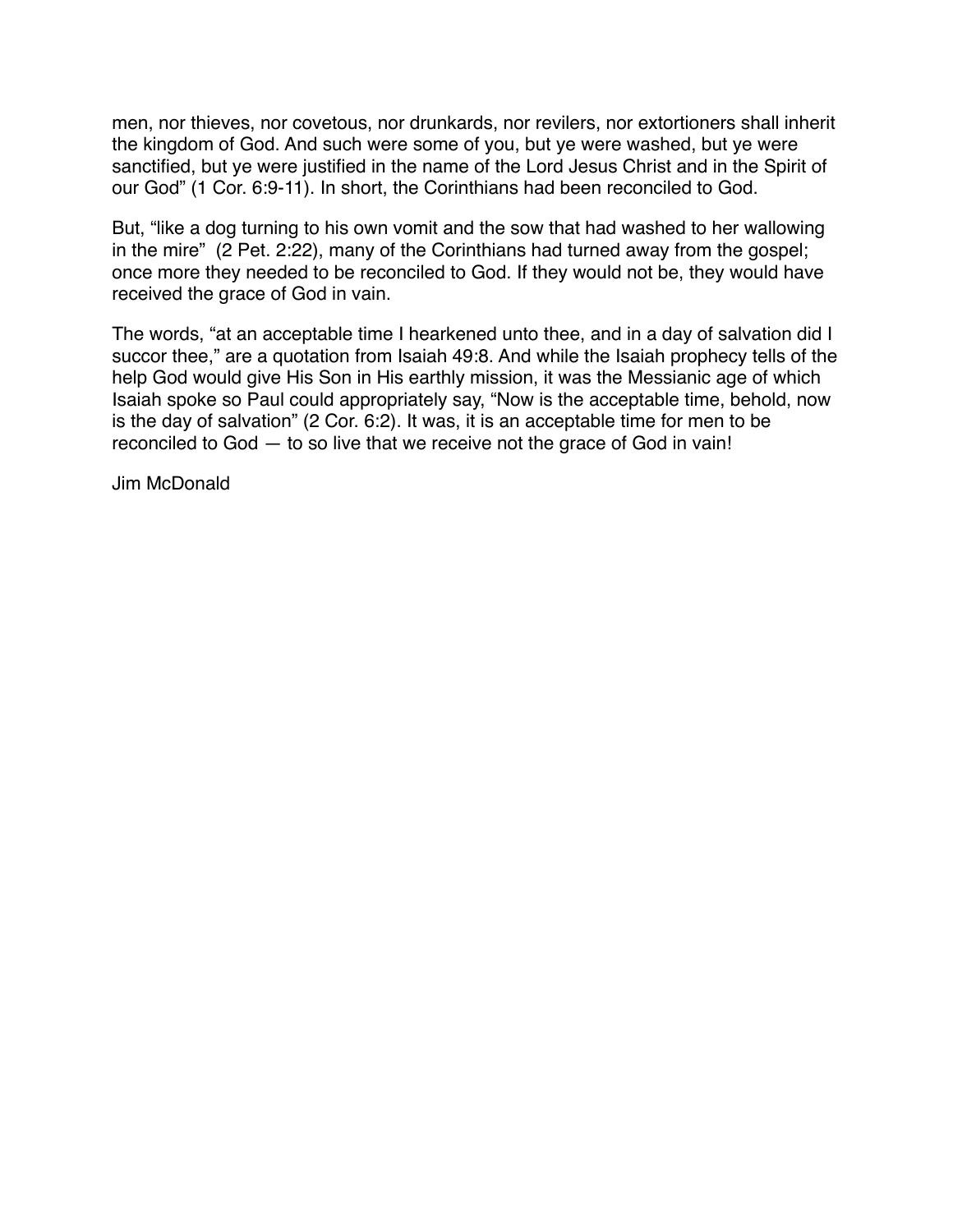men, nor thieves, nor covetous, nor drunkards, nor revilers, nor extortioners shall inherit the kingdom of God. And such were some of you, but ye were washed, but ye were sanctified, but ye were justified in the name of the Lord Jesus Christ and in the Spirit of our God" (1 Cor. 6:9-11). In short, the Corinthians had been reconciled to God.

But, "like a dog turning to his own vomit and the sow that had washed to her wallowing in the mire"  (2 Pet. 2:22), many of the Corinthians had turned away from the gospel; once more they needed to be reconciled to God. If they would not be, they would have received the grace of God in vain.

The words, "at an acceptable time I hearkened unto thee, and in a day of salvation did I succor thee," are a quotation from Isaiah 49:8. And while the Isaiah prophecy tells of the help God would give His Son in His earthly mission, it was the Messianic age of which Isaiah spoke so Paul could appropriately say, "Now is the acceptable time, behold, now is the day of salvation" (2 Cor. 6:2). It was, it is an acceptable time for men to be reconciled to God — to so live that we receive not the grace of God in vain!

Jim McDonald